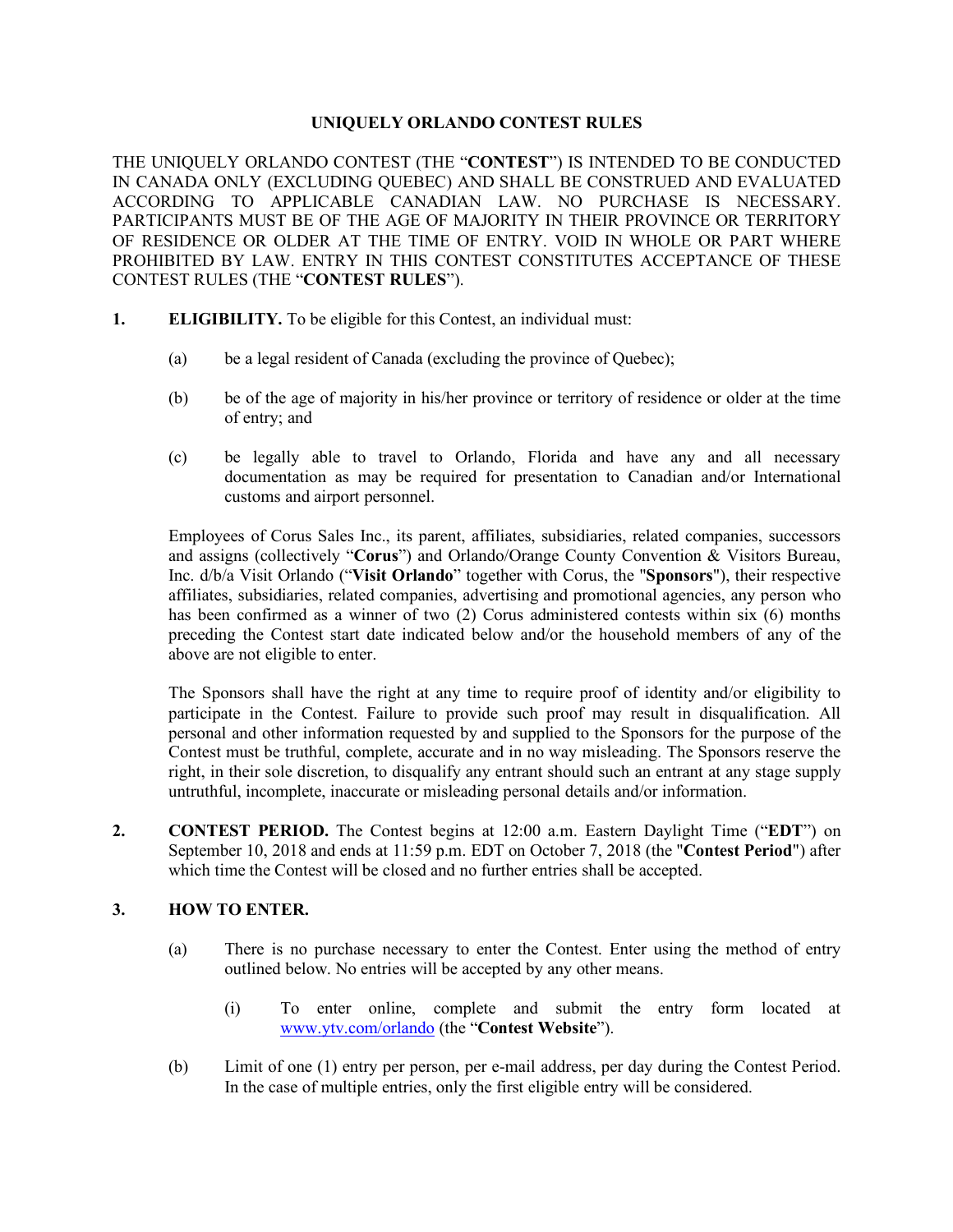# UNIQUELY ORLANDO CONTEST RULES

THE UNIQUELY ORLANDO CONTEST (THE "**CONTEST**") IS INTENDED TO BE CONDUCTED IN CANADA ONLY (EXCLUDING QUEBEC) AND SHALL BE CONSTRUED AND EVALUATED ACCORDING TO APPLICABLE CANADIAN LAW. NO PURCHASE IS NECESSARY. PARTICIPANTS MUST BE OF THE AGE OF MAJORITY IN THEIR PROVINCE OR TERRITORY OF RESIDENCE OR OLDER AT THE TIME OF ENTRY. VOID IN WHOLE OR PART WHERE PROHIBITED BY LAW. ENTRY IN THIS CONTEST CONSTITUTES ACCEPTANCE OF THESE CONTEST RULES (THE "**CONTEST RULES**").

**1. ELIGIBILITY.** To be eligible for this Contest, an individual must:

(a) be a legal resident of Canada (excluding the province of Quebec);

(b) be of the age of majority in his/her province or territory of residence or older at the time of entry; and

(c) be legally able to travel to Orlando, Florida and have any and all necessary documentation as may be required for presentation to Canadian and/or International customs and airport personnel.

Employees of Corus Sales Inc., its parent, affiliates, subsidiaries, related companies, successors and assigns (collectively "**Corus**") and Orlando/Orange County Convention & Visitors Bureau, Inc. d/b/a Visit Orlando ("**Visit Orlando**" together with Corus, the "**Sponsors**"), their respective affiliates, subsidiaries, related companies, advertising and promotional agencies, any person who has been confirmed as a winner of two (2) Corus administered contests within six (6) months preceding the Contest start date indicated below and/or the household members of any of the above are not eligible to enter.

The Sponsors shall have the right at any time to require proof of identity and/or eligibility to participate in the Contest. Failure to provide such proof may result in disqualification. All personal and other information requested by and supplied to the Sponsors for the purpose of the Contest must be truthful, complete, accurate and in no way misleading. The Sponsors reserve the right, in their sole discretion, to disqualify any entrant should such an entrant at any stage supply untruthful, incomplete, inaccurate or misleading personal details and/or information.

**2. CONTEST PERIOD.** The Contest begins at 12:00 a.m. Eastern Daylight Time ("**EDT**") on September 10, 2018 and ends at 11:59 p.m. EDT on October 7, 2018 (the "**Contest Period**") after which time the Contest will be closed and no further entries shall be accepted.

**3. HOW TO ENTER.**

(a) There is no purchase necessary to enter the Contest. Enter using the method of entry outlined below. No entries will be accepted by any other means.

(i) To enter online, complete and submit the entry form located at www.ytv.com/orlando (the "**Contest Website**").

(b) Limit of one (1) entry per person, per e-mail address, per day during the Contest Period. In the case of multiple entries, only the first eligible entry will be considered.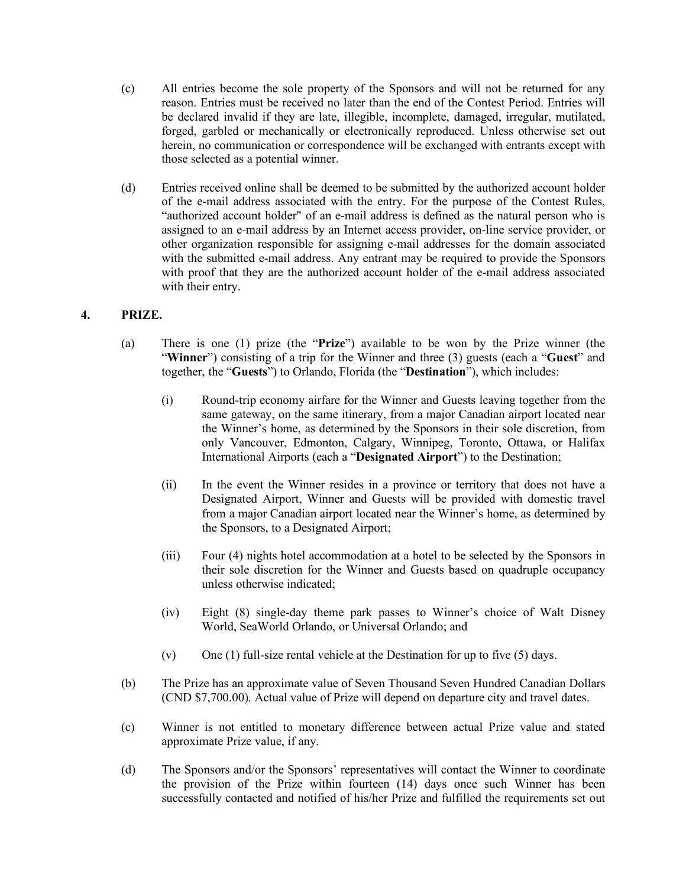(c) All entries become the sole property of the Sponsors and will not be returned for any reason. Entries must be received no later than the end of the Contest Period. Entries will be declared invalid if they are late, illegible, incomplete, damaged, irregular, mutilated, forged, garbled or mechanically or electronically reproduced. Unless otherwise set out herein, no communication or correspondence will be exchanged with entrants except with those selected as a potential winner.

(d) Entries received online shall be deemed to be submitted by the authorized account holder of the e-mail address associated with the entry. For the purpose of the Contest Rules, "authorized account holder" of an e-mail address is defined as the natural person who is assigned to an e-mail address by an Internet access provider, on-line service provider, or other organization responsible for assigning e-mail addresses for the domain associated with the submitted e-mail address. Any entrant may be required to provide the Sponsors with proof that they are the authorized account holder of the e-mail address associated with their entry.

**4. PRIZE.**

(a) There is one (1) prize (the "**Prize**") available to be won by the Prize winner (the "**Winner**") consisting of a trip for the Winner and three (3) guests (each a "**Guest**" and together, the "**Guests**") to Orlando, Florida (the "**Destination**"), which includes:

(i) Round-trip economy airfare for the Winner and Guests leaving together from the same gateway, on the same itinerary, from a major Canadian airport located near the Winner's home, as determined by the Sponsors in their sole discretion, from only Vancouver, Edmonton, Calgary, Winnipeg, Toronto, Ottawa, or Halifax International Airports (each a "**Designated Airport**") to the Destination;

(ii) In the event the Winner resides in a province or territory that does not have a Designated Airport, Winner and Guests will be provided with domestic travel from a major Canadian airport located near the Winner's home, as determined by the Sponsors, to a Designated Airport;

(iii) Four (4) nights hotel accommodation at a hotel to be selected by the Sponsors in their sole discretion for the Winner and Guests based on quadruple occupancy unless otherwise indicated;

(iv) Eight (8) single-day theme park passes to Winner's choice of Walt Disney World, SeaWorld Orlando, or Universal Orlando; and

(v) One (1) full-size rental vehicle at the Destination for up to five (5) days.

(b) The Prize has an approximate value of Seven Thousand Seven Hundred Canadian Dollars (CND $7,700.00). Actual value of Prize will depend on departure city and travel dates.

(c) Winner is not entitled to monetary difference between actual Prize value and stated approximate Prize value, if any.

(d) The Sponsors and/or the Sponsors' representatives will contact the Winner to coordinate the provision of the Prize within fourteen (14) days once such Winner has been successfully contacted and notified of his/her Prize and fulfilled the requirements set out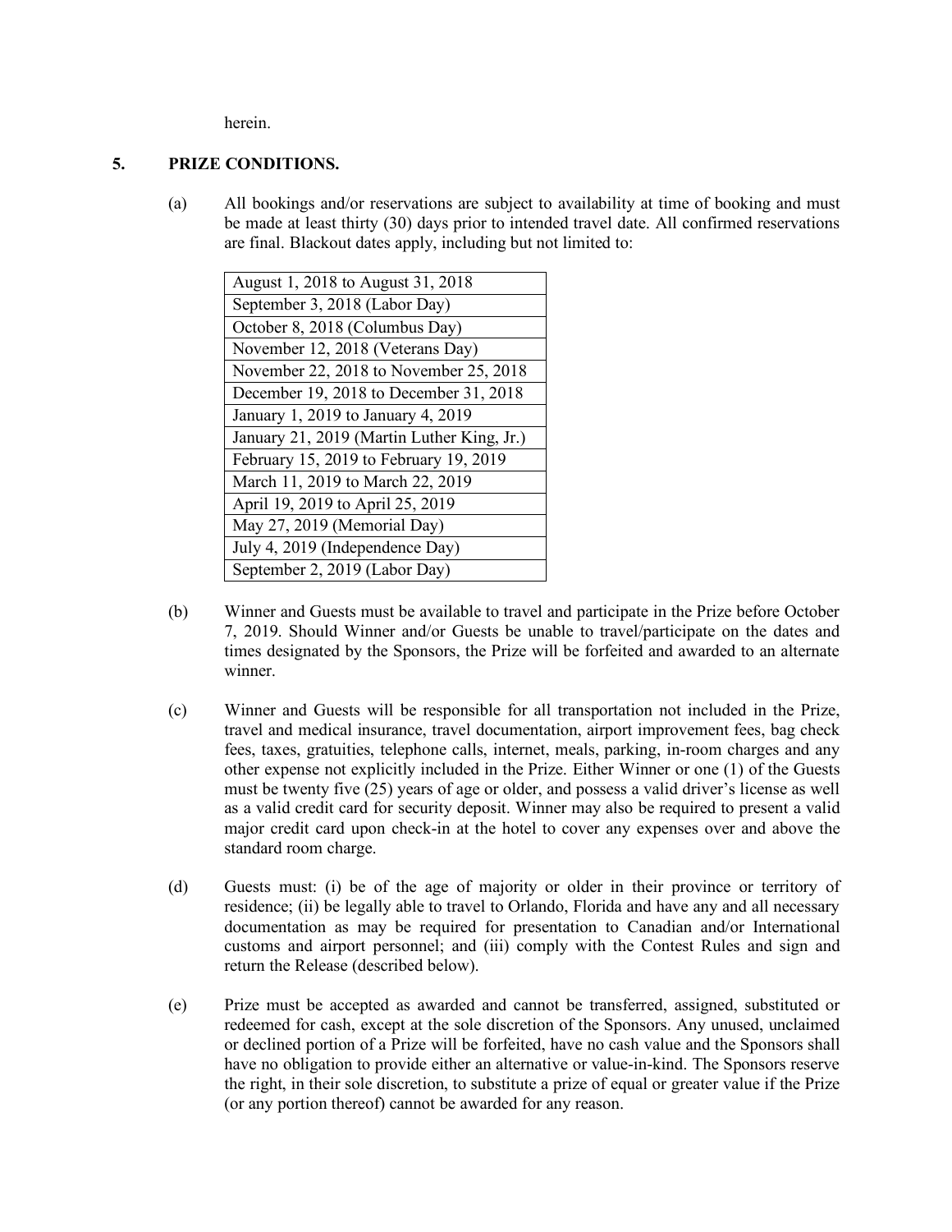herein.

## 5. PRIZE CONDITIONS.

(a) All bookings and/or reservations are subject to availability at time of booking and must be made at least thirty (30) days prior to intended travel date. All confirmed reservations are final. Blackout dates apply, including but not limited to:

| |
|---|
| August 1, 2018 to August 31, 2018 |
| September 3, 2018 (Labor Day) |
| October 8, 2018 (Columbus Day) |
| November 12, 2018 (Veterans Day) |
| November 22, 2018 to November 25, 2018 |
| December 19, 2018 to December 31, 2018 |
| January 1, 2019 to January 4, 2019 |
| January 21, 2019 (Martin Luther King, Jr.) |
| February 15, 2019 to February 19, 2019 |
| March 11, 2019 to March 22, 2019 |
| April 19, 2019 to April 25, 2019 |
| May 27, 2019 (Memorial Day) |
| July 4, 2019 (Independence Day) |
| September 2, 2019 (Labor Day) |

(b) Winner and Guests must be available to travel and participate in the Prize before October 7, 2019. Should Winner and/or Guests be unable to travel/participate on the dates and times designated by the Sponsors, the Prize will be forfeited and awarded to an alternate winner.

(c) Winner and Guests will be responsible for all transportation not included in the Prize, travel and medical insurance, travel documentation, airport improvement fees, bag check fees, taxes, gratuities, telephone calls, internet, meals, parking, in-room charges and any other expense not explicitly included in the Prize. Either Winner or one (1) of the Guests must be twenty five (25) years of age or older, and possess a valid driver's license as well as a valid credit card for security deposit. Winner may also be required to present a valid major credit card upon check-in at the hotel to cover any expenses over and above the standard room charge.

(d) Guests must: (i) be of the age of majority or older in their province or territory of residence; (ii) be legally able to travel to Orlando, Florida and have any and all necessary documentation as may be required for presentation to Canadian and/or International customs and airport personnel; and (iii) comply with the Contest Rules and sign and return the Release (described below).

(e) Prize must be accepted as awarded and cannot be transferred, assigned, substituted or redeemed for cash, except at the sole discretion of the Sponsors. Any unused, unclaimed or declined portion of a Prize will be forfeited, have no cash value and the Sponsors shall have no obligation to provide either an alternative or value-in-kind. The Sponsors reserve the right, in their sole discretion, to substitute a prize of equal or greater value if the Prize (or any portion thereof) cannot be awarded for any reason.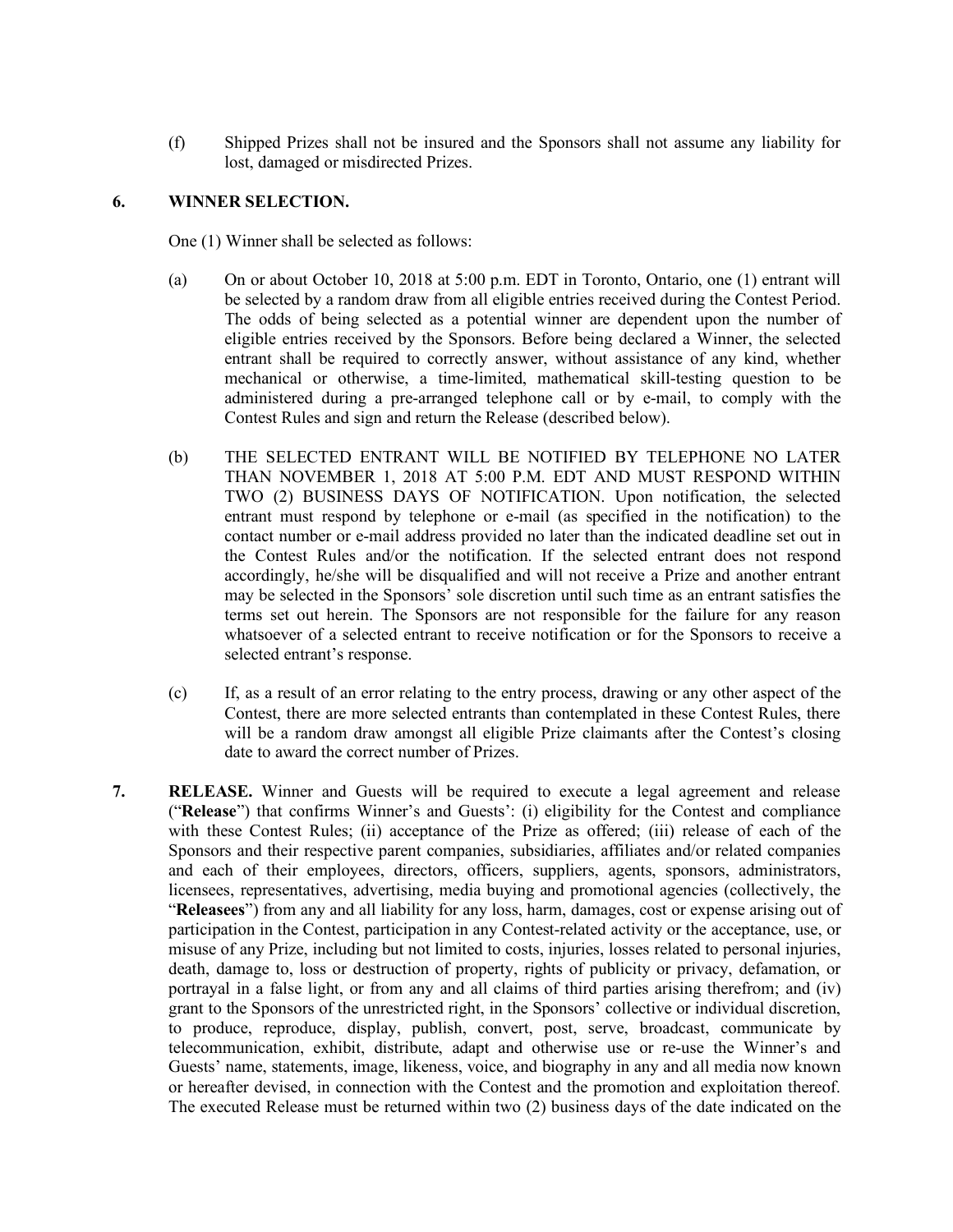(f) Shipped Prizes shall not be insured and the Sponsors shall not assume any liability for lost, damaged or misdirected Prizes.

## 6. WINNER SELECTION.

One (1) Winner shall be selected as follows:

(a) On or about October 10, 2018 at 5:00 p.m. EDT in Toronto, Ontario, one (1) entrant will be selected by a random draw from all eligible entries received during the Contest Period. The odds of being selected as a potential winner are dependent upon the number of eligible entries received by the Sponsors. Before being declared a Winner, the selected entrant shall be required to correctly answer, without assistance of any kind, whether mechanical or otherwise, a time-limited, mathematical skill-testing question to be administered during a pre-arranged telephone call or by e-mail, to comply with the Contest Rules and sign and return the Release (described below).

(b) THE SELECTED ENTRANT WILL BE NOTIFIED BY TELEPHONE NO LATER THAN NOVEMBER 1, 2018 AT 5:00 P.M. EDT AND MUST RESPOND WITHIN TWO (2) BUSINESS DAYS OF NOTIFICATION. Upon notification, the selected entrant must respond by telephone or e-mail (as specified in the notification) to the contact number or e-mail address provided no later than the indicated deadline set out in the Contest Rules and/or the notification. If the selected entrant does not respond accordingly, he/she will be disqualified and will not receive a Prize and another entrant may be selected in the Sponsors' sole discretion until such time as an entrant satisfies the terms set out herein. The Sponsors are not responsible for the failure for any reason whatsoever of a selected entrant to receive notification or for the Sponsors to receive a selected entrant's response.

(c) If, as a result of an error relating to the entry process, drawing or any other aspect of the Contest, there are more selected entrants than contemplated in these Contest Rules, there will be a random draw amongst all eligible Prize claimants after the Contest's closing date to award the correct number of Prizes.

**7. RELEASE.** Winner and Guests will be required to execute a legal agreement and release ("**Release**") that confirms Winner's and Guests': (i) eligibility for the Contest and compliance with these Contest Rules; (ii) acceptance of the Prize as offered; (iii) release of each of the Sponsors and their respective parent companies, subsidiaries, affiliates and/or related companies and each of their employees, directors, officers, suppliers, agents, sponsors, administrators, licensees, representatives, advertising, media buying and promotional agencies (collectively, the "**Releasees**") from any and all liability for any loss, harm, damages, cost or expense arising out of participation in the Contest, participation in any Contest-related activity or the acceptance, use, or misuse of any Prize, including but not limited to costs, injuries, losses related to personal injuries, death, damage to, loss or destruction of property, rights of publicity or privacy, defamation, or portrayal in a false light, or from any and all claims of third parties arising therefrom; and (iv) grant to the Sponsors of the unrestricted right, in the Sponsors' collective or individual discretion, to produce, reproduce, display, publish, convert, post, serve, broadcast, communicate by telecommunication, exhibit, distribute, adapt and otherwise use or re-use the Winner's and Guests' name, statements, image, likeness, voice, and biography in any and all media now known or hereafter devised, in connection with the Contest and the promotion and exploitation thereof. The executed Release must be returned within two (2) business days of the date indicated on the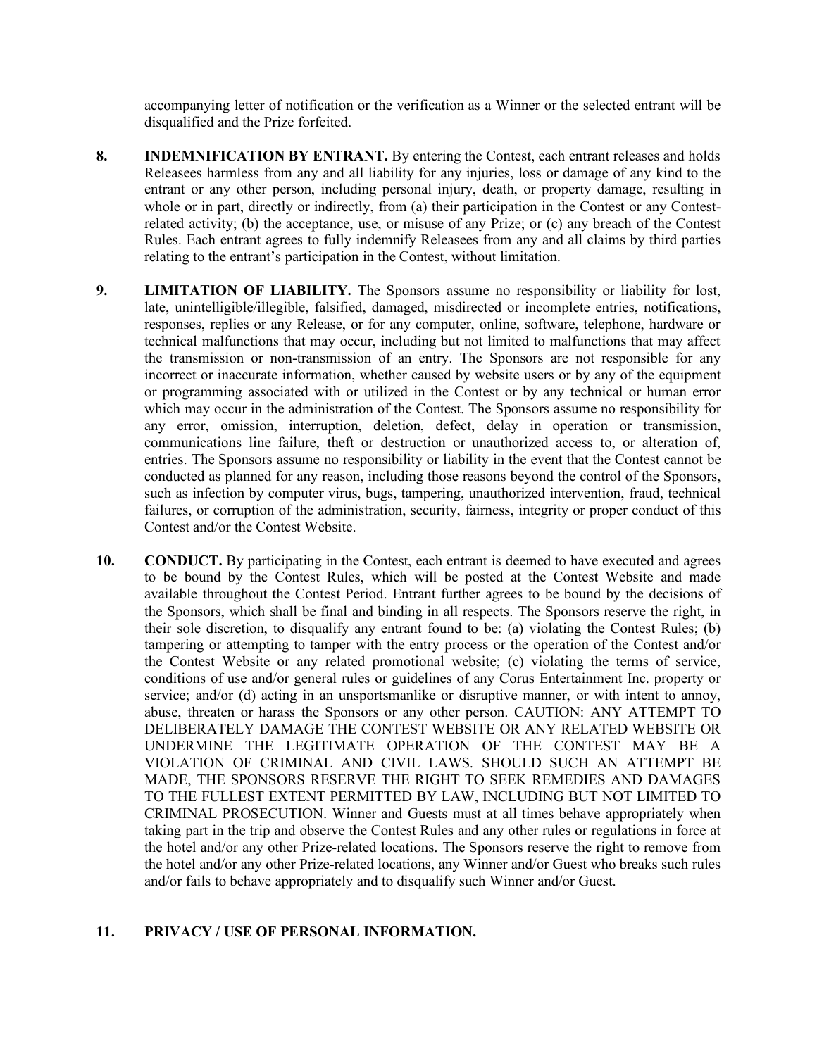accompanying letter of notification or the verification as a Winner or the selected entrant will be disqualified and the Prize forfeited.

**8. INDEMNIFICATION BY ENTRANT.** By entering the Contest, each entrant releases and holds Releasees harmless from any and all liability for any injuries, loss or damage of any kind to the entrant or any other person, including personal injury, death, or property damage, resulting in whole or in part, directly or indirectly, from (a) their participation in the Contest or any Contest-related activity; (b) the acceptance, use, or misuse of any Prize; or (c) any breach of the Contest Rules. Each entrant agrees to fully indemnify Releasees from any and all claims by third parties relating to the entrant's participation in the Contest, without limitation.

**9. LIMITATION OF LIABILITY.** The Sponsors assume no responsibility or liability for lost, late, unintelligible/illegible, falsified, damaged, misdirected or incomplete entries, notifications, responses, replies or any Release, or for any computer, online, software, telephone, hardware or technical malfunctions that may occur, including but not limited to malfunctions that may affect the transmission or non-transmission of an entry. The Sponsors are not responsible for any incorrect or inaccurate information, whether caused by website users or by any of the equipment or programming associated with or utilized in the Contest or by any technical or human error which may occur in the administration of the Contest. The Sponsors assume no responsibility for any error, omission, interruption, deletion, defect, delay in operation or transmission, communications line failure, theft or destruction or unauthorized access to, or alteration of, entries. The Sponsors assume no responsibility or liability in the event that the Contest cannot be conducted as planned for any reason, including those reasons beyond the control of the Sponsors, such as infection by computer virus, bugs, tampering, unauthorized intervention, fraud, technical failures, or corruption of the administration, security, fairness, integrity or proper conduct of this Contest and/or the Contest Website.

**10. CONDUCT.** By participating in the Contest, each entrant is deemed to have executed and agrees to be bound by the Contest Rules, which will be posted at the Contest Website and made available throughout the Contest Period. Entrant further agrees to be bound by the decisions of the Sponsors, which shall be final and binding in all respects. The Sponsors reserve the right, in their sole discretion, to disqualify any entrant found to be: (a) violating the Contest Rules; (b) tampering or attempting to tamper with the entry process or the operation of the Contest and/or the Contest Website or any related promotional website; (c) violating the terms of service, conditions of use and/or general rules or guidelines of any Corus Entertainment Inc. property or service; and/or (d) acting in an unsportsmanlike or disruptive manner, or with intent to annoy, abuse, threaten or harass the Sponsors or any other person. CAUTION: ANY ATTEMPT TO DELIBERATELY DAMAGE THE CONTEST WEBSITE OR ANY RELATED WEBSITE OR UNDERMINE THE LEGITIMATE OPERATION OF THE CONTEST MAY BE A VIOLATION OF CRIMINAL AND CIVIL LAWS. SHOULD SUCH AN ATTEMPT BE MADE, THE SPONSORS RESERVE THE RIGHT TO SEEK REMEDIES AND DAMAGES TO THE FULLEST EXTENT PERMITTED BY LAW, INCLUDING BUT NOT LIMITED TO CRIMINAL PROSECUTION. Winner and Guests must at all times behave appropriately when taking part in the trip and observe the Contest Rules and any other rules or regulations in force at the hotel and/or any other Prize-related locations. The Sponsors reserve the right to remove from the hotel and/or any other Prize-related locations, any Winner and/or Guest who breaks such rules and/or fails to behave appropriately and to disqualify such Winner and/or Guest.

**11. PRIVACY / USE OF PERSONAL INFORMATION.**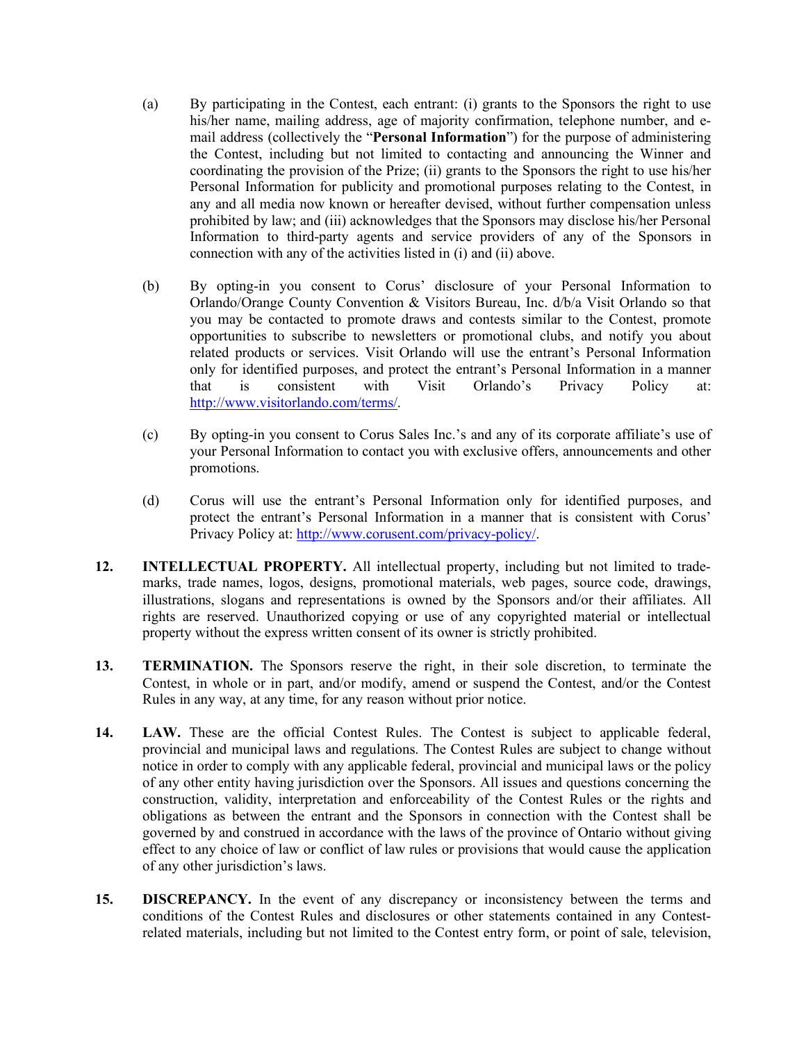(a) By participating in the Contest, each entrant: (i) grants to the Sponsors the right to use his/her name, mailing address, age of majority confirmation, telephone number, and e-mail address (collectively the "**Personal Information**") for the purpose of administering the Contest, including but not limited to contacting and announcing the Winner and coordinating the provision of the Prize; (ii) grants to the Sponsors the right to use his/her Personal Information for publicity and promotional purposes relating to the Contest, in any and all media now known or hereafter devised, without further compensation unless prohibited by law; and (iii) acknowledges that the Sponsors may disclose his/her Personal Information to third-party agents and service providers of any of the Sponsors in connection with any of the activities listed in (i) and (ii) above.

(b) By opting-in you consent to Corus' disclosure of your Personal Information to Orlando/Orange County Convention & Visitors Bureau, Inc. d/b/a Visit Orlando so that you may be contacted to promote draws and contests similar to the Contest, promote opportunities to subscribe to newsletters or promotional clubs, and notify you about related products or services. Visit Orlando will use the entrant's Personal Information only for identified purposes, and protect the entrant's Personal Information in a manner that is consistent with Visit Orlando's Privacy Policy at: http://www.visitorlando.com/terms/.

(c) By opting-in you consent to Corus Sales Inc.'s and any of its corporate affiliate's use of your Personal Information to contact you with exclusive offers, announcements and other promotions.

(d) Corus will use the entrant's Personal Information only for identified purposes, and protect the entrant's Personal Information in a manner that is consistent with Corus' Privacy Policy at: http://www.corusent.com/privacy-policy/.

12. **INTELLECTUAL PROPERTY.** All intellectual property, including but not limited to trade-marks, trade names, logos, designs, promotional materials, web pages, source code, drawings, illustrations, slogans and representations is owned by the Sponsors and/or their affiliates. All rights are reserved. Unauthorized copying or use of any copyrighted material or intellectual property without the express written consent of its owner is strictly prohibited.

13. **TERMINATION.** The Sponsors reserve the right, in their sole discretion, to terminate the Contest, in whole or in part, and/or modify, amend or suspend the Contest, and/or the Contest Rules in any way, at any time, for any reason without prior notice.

14. **LAW.** These are the official Contest Rules. The Contest is subject to applicable federal, provincial and municipal laws and regulations. The Contest Rules are subject to change without notice in order to comply with any applicable federal, provincial and municipal laws or the policy of any other entity having jurisdiction over the Sponsors. All issues and questions concerning the construction, validity, interpretation and enforceability of the Contest Rules or the rights and obligations as between the entrant and the Sponsors in connection with the Contest shall be governed by and construed in accordance with the laws of the province of Ontario without giving effect to any choice of law or conflict of law rules or provisions that would cause the application of any other jurisdiction's laws.

15. **DISCREPANCY.** In the event of any discrepancy or inconsistency between the terms and conditions of the Contest Rules and disclosures or other statements contained in any Contest-related materials, including but not limited to the Contest entry form, or point of sale, television,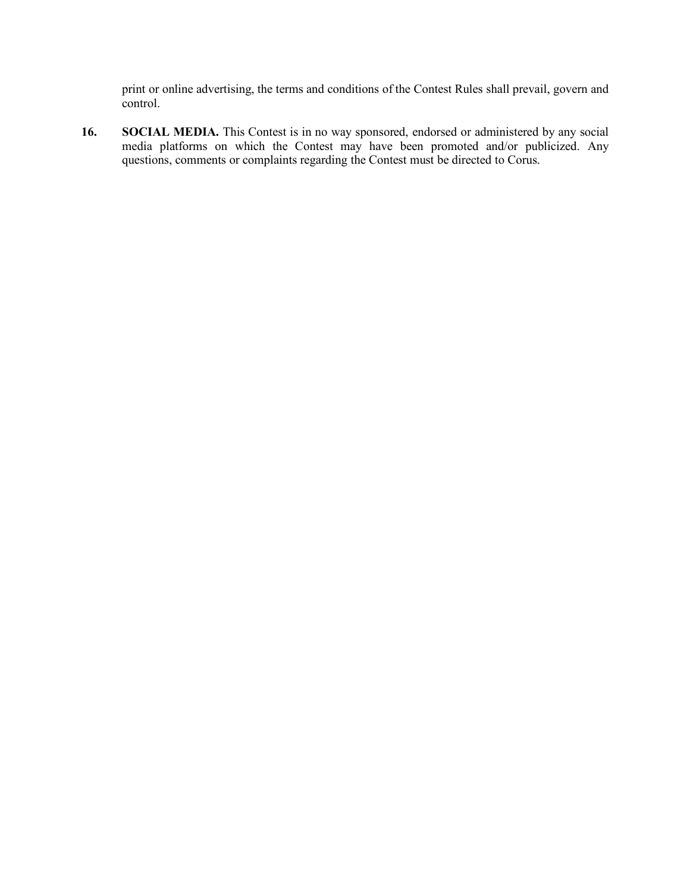print or online advertising, the terms and conditions of the Contest Rules shall prevail, govern and control.

16. **SOCIAL MEDIA.** This Contest is in no way sponsored, endorsed or administered by any social media platforms on which the Contest may have been promoted and/or publicized. Any questions, comments or complaints regarding the Contest must be directed to Corus.